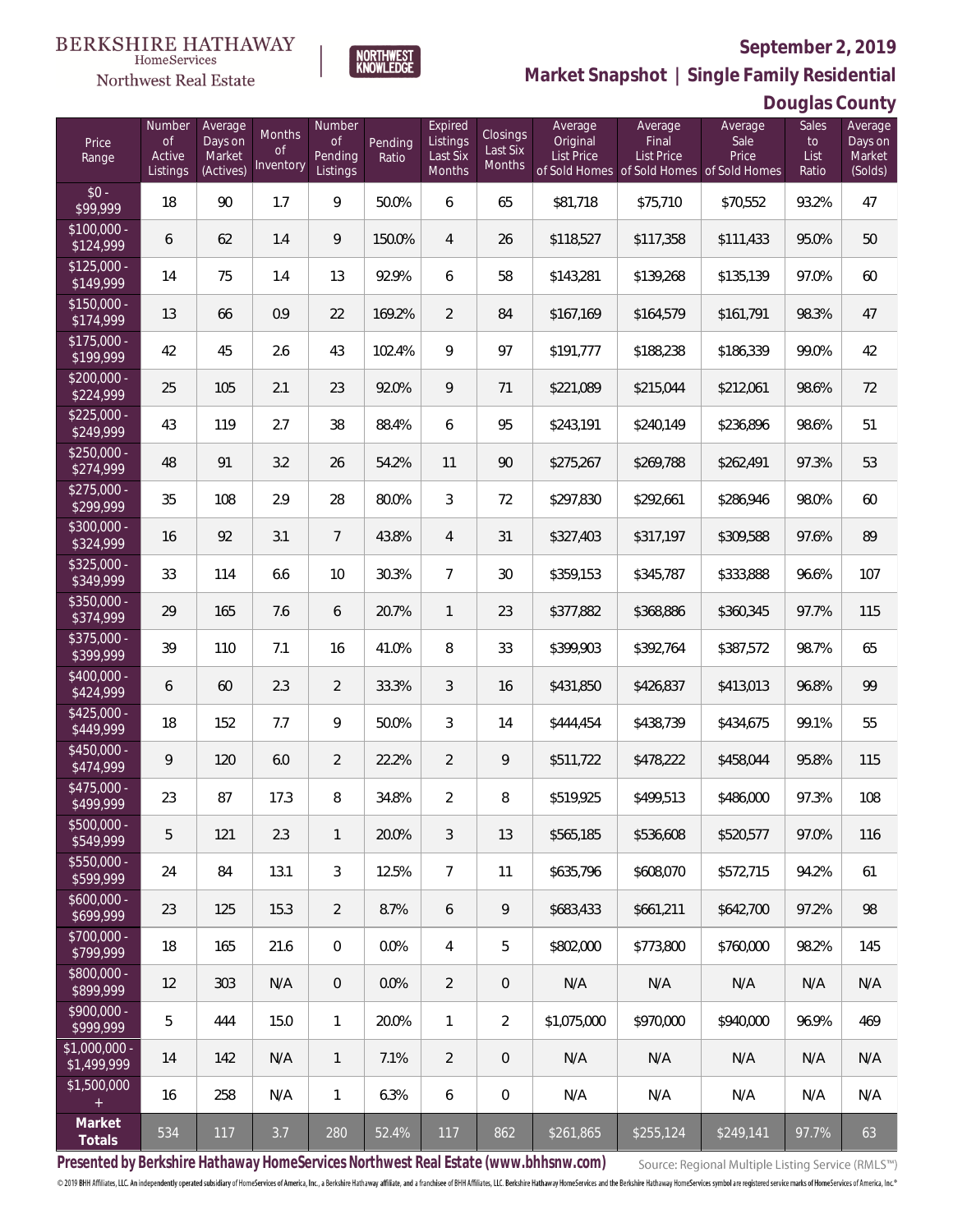BERKSHIRE HATHAWAY HomeServices Northwest Real Estate | NORTHWEST KNOWLEDGE

**September 2, 2019**

**Market Snapshot | Single Family Residential**

**Douglas County**

| Price Range | Number of Active Listings | Average Days on Market (Actives) | Months of Inventory | Number of Pending Listings | Pending Ratio | Expired Listings Last Six Months | Closings Last Six Months | Average Original List Price of Sold Homes | Average Final List Price of Sold Homes | Average Sale Price of Sold Homes | Sales to List Ratio | Average Days on Market (Solds) |
|---|---|---|---|---|---|---|---|---|---|---|---|---|
| $0 - $99,999 | 18 | 90 | 1.7 | 9 | 50.0% | 6 | 65 | $81,718 | $75,710 | $70,552 | 93.2% | 47 |
| $100,000 - $124,999 | 6 | 62 | 1.4 | 9 | 150.0% | 4 | 26 | $118,527 | $117,358 | $111,433 | 95.0% | 50 |
| $125,000 - $149,999 | 14 | 75 | 1.4 | 13 | 92.9% | 6 | 58 | $143,281 | $139,268 | $135,139 | 97.0% | 60 |
| $150,000 - $174,999 | 13 | 66 | 0.9 | 22 | 169.2% | 2 | 84 | $167,169 | $164,579 | $161,791 | 98.3% | 47 |
| $175,000 - $199,999 | 42 | 45 | 2.6 | 43 | 102.4% | 9 | 97 | $191,777 | $188,238 | $186,339 | 99.0% | 42 |
| $200,000 - $224,999 | 25 | 105 | 2.1 | 23 | 92.0% | 9 | 71 | $221,089 | $215,044 | $212,061 | 98.6% | 72 |
| $225,000 - $249,999 | 43 | 119 | 2.7 | 38 | 88.4% | 6 | 95 | $243,191 | $240,149 | $236,896 | 98.6% | 51 |
| $250,000 - $274,999 | 48 | 91 | 3.2 | 26 | 54.2% | 11 | 90 | $275,267 | $269,788 | $262,491 | 97.3% | 53 |
| $275,000 - $299,999 | 35 | 108 | 2.9 | 28 | 80.0% | 3 | 72 | $297,830 | $292,661 | $286,946 | 98.0% | 60 |
| $300,000 - $324,999 | 16 | 92 | 3.1 | 7 | 43.8% | 4 | 31 | $327,403 | $317,197 | $309,588 | 97.6% | 89 |
| $325,000 - $349,999 | 33 | 114 | 6.6 | 10 | 30.3% | 7 | 30 | $359,153 | $345,787 | $333,888 | 96.6% | 107 |
| $350,000 - $374,999 | 29 | 165 | 7.6 | 6 | 20.7% | 1 | 23 | $377,882 | $368,886 | $360,345 | 97.7% | 115 |
| $375,000 - $399,999 | 39 | 110 | 7.1 | 16 | 41.0% | 8 | 33 | $399,903 | $392,764 | $387,572 | 98.7% | 65 |
| $400,000 - $424,999 | 6 | 60 | 2.3 | 2 | 33.3% | 3 | 16 | $431,850 | $426,837 | $413,013 | 96.8% | 99 |
| $425,000 - $449,999 | 18 | 152 | 7.7 | 9 | 50.0% | 3 | 14 | $444,454 | $438,739 | $434,675 | 99.1% | 55 |
| $450,000 - $474,999 | 9 | 120 | 6.0 | 2 | 22.2% | 2 | 9 | $511,722 | $478,222 | $458,044 | 95.8% | 115 |
| $475,000 - $499,999 | 23 | 87 | 17.3 | 8 | 34.8% | 2 | 8 | $519,925 | $499,513 | $486,000 | 97.3% | 108 |
| $500,000 - $549,999 | 5 | 121 | 2.3 | 1 | 20.0% | 3 | 13 | $565,185 | $536,608 | $520,577 | 97.0% | 116 |
| $550,000 - $599,999 | 24 | 84 | 13.1 | 3 | 12.5% | 7 | 11 | $635,796 | $608,070 | $572,715 | 94.2% | 61 |
| $600,000 - $699,999 | 23 | 125 | 15.3 | 2 | 8.7% | 6 | 9 | $683,433 | $661,211 | $642,700 | 97.2% | 98 |
| $700,000 - $799,999 | 18 | 165 | 21.6 | 0 | 0.0% | 4 | 5 | $802,000 | $773,800 | $760,000 | 98.2% | 145 |
| $800,000 - $899,999 | 12 | 303 | N/A | 0 | 0.0% | 2 | 0 | N/A | N/A | N/A | N/A | N/A |
| $900,000 - $999,999 | 5 | 444 | 15.0 | 1 | 20.0% | 1 | 2 | $1,075,000 | $970,000 | $940,000 | 96.9% | 469 |
| $1,000,000 - $1,499,999 | 14 | 142 | N/A | 1 | 7.1% | 2 | 0 | N/A | N/A | N/A | N/A | N/A |
| $1,500,000 + | 16 | 258 | N/A | 1 | 6.3% | 6 | 0 | N/A | N/A | N/A | N/A | N/A |
| **Market Totals** | 534 | 117 | 3.7 | 280 | 52.4% | 117 | 862 | $261,865 | $255,124 | $249,141 | 97.7% | 63 |

**Presented by Berkshire Hathaway HomeServices Northwest Real Estate (www.bhhsnw.com)**

Source: Regional Multiple Listing Service (RMLS™)

© 2019 BHH Affiliates, LLC. An independently operated subsidiary of HomeServices of America, Inc., a Berkshire Hathaway affiliate, and a franchisee of BHH Affiliates, LLC. Berkshire Hathaway HomeServices and the Berkshire Hathaway HomeServices symbol are registered service marks of HomeServices of America, Inc.®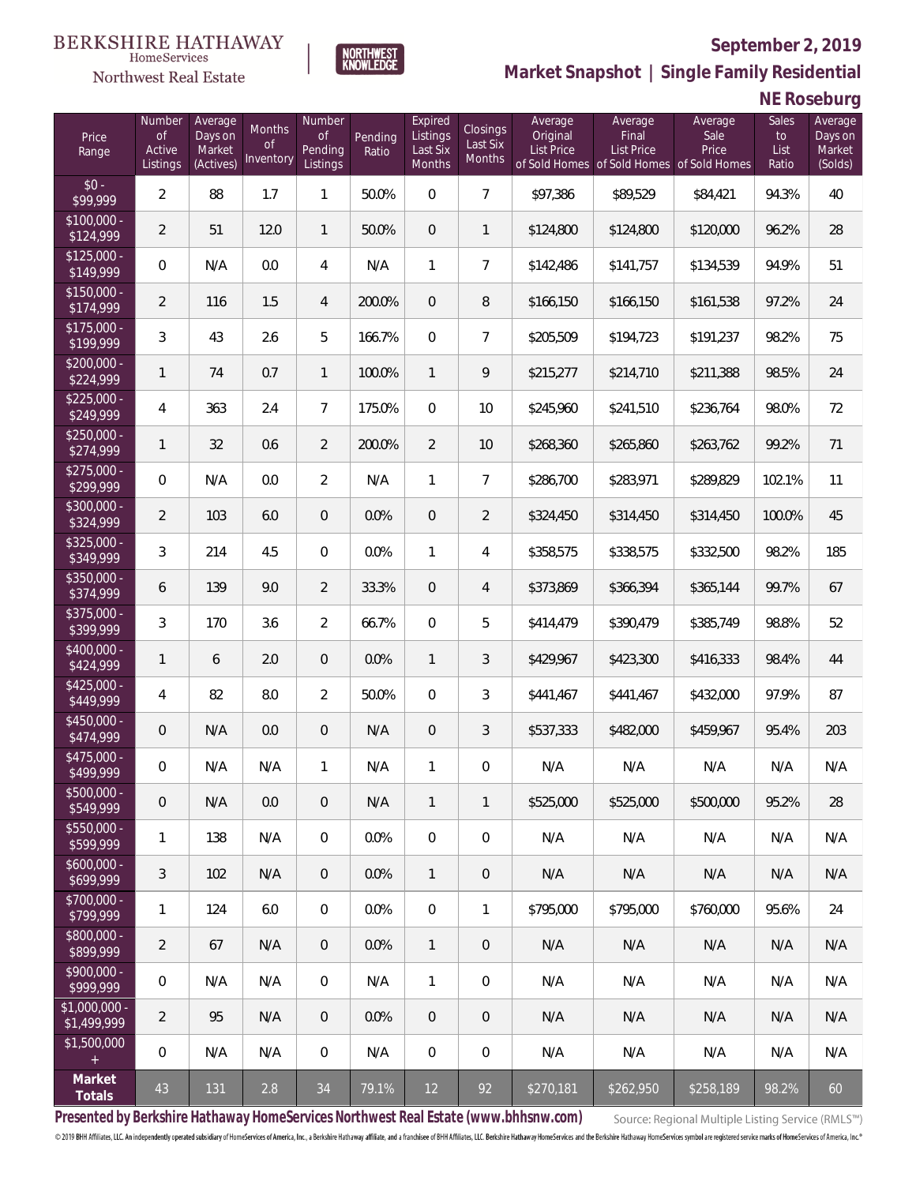BERKSHIRE HATHAWAY HomeServices Northwest Real Estate

NORTHWEST KNOWLEDGE

## September 2, 2019

## Market Snapshot | Single Family Residential

## NE Roseburg

| Price Range | Number of Active Listings | Average Days on Market (Actives) | Months of Inventory | Number of Pending Listings | Pending Ratio | Expired Listings Last Six Months | Closings Last Six Months | Average Original List Price of Sold Homes | Average Final List Price of Sold Homes | Average Sale Price of Sold Homes | Sales to List Ratio | Average Days on Market (Solds) |
|---|---|---|---|---|---|---|---|---|---|---|---|---|
| $0 - $99,999 | 2 | 88 | 1.7 | 1 | 50.0% | 0 | 7 | $97,386 | $89,529 | $84,421 | 94.3% | 40 |
| $100,000 - $124,999 | 2 | 51 | 12.0 | 1 | 50.0% | 0 | 1 | $124,800 | $124,800 | $120,000 | 96.2% | 28 |
| $125,000 - $149,999 | 0 | N/A | 0.0 | 4 | N/A | 1 | 7 | $142,486 | $141,757 | $134,539 | 94.9% | 51 |
| $150,000 - $174,999 | 2 | 116 | 1.5 | 4 | 200.0% | 0 | 8 | $166,150 | $166,150 | $161,538 | 97.2% | 24 |
| $175,000 - $199,999 | 3 | 43 | 2.6 | 5 | 166.7% | 0 | 7 | $205,509 | $194,723 | $191,237 | 98.2% | 75 |
| $200,000 - $224,999 | 1 | 74 | 0.7 | 1 | 100.0% | 1 | 9 | $215,277 | $214,710 | $211,388 | 98.5% | 24 |
| $225,000 - $249,999 | 4 | 363 | 2.4 | 7 | 175.0% | 0 | 10 | $245,960 | $241,510 | $236,764 | 98.0% | 72 |
| $250,000 - $274,999 | 1 | 32 | 0.6 | 2 | 200.0% | 2 | 10 | $268,360 | $265,860 | $263,762 | 99.2% | 71 |
| $275,000 - $299,999 | 0 | N/A | 0.0 | 2 | N/A | 1 | 7 | $286,700 | $283,971 | $289,829 | 102.1% | 11 |
| $300,000 - $324,999 | 2 | 103 | 6.0 | 0 | 0.0% | 0 | 2 | $324,450 | $314,450 | $314,450 | 100.0% | 45 |
| $325,000 - $349,999 | 3 | 214 | 4.5 | 0 | 0.0% | 1 | 4 | $358,575 | $338,575 | $332,500 | 98.2% | 185 |
| $350,000 - $374,999 | 6 | 139 | 9.0 | 2 | 33.3% | 0 | 4 | $373,869 | $366,394 | $365,144 | 99.7% | 67 |
| $375,000 - $399,999 | 3 | 170 | 3.6 | 2 | 66.7% | 0 | 5 | $414,479 | $390,479 | $385,749 | 98.8% | 52 |
| $400,000 - $424,999 | 1 | 6 | 2.0 | 0 | 0.0% | 1 | 3 | $429,967 | $423,300 | $416,333 | 98.4% | 44 |
| $425,000 - $449,999 | 4 | 82 | 8.0 | 2 | 50.0% | 0 | 3 | $441,467 | $441,467 | $432,000 | 97.9% | 87 |
| $450,000 - $474,999 | 0 | N/A | 0.0 | 0 | N/A | 0 | 3 | $537,333 | $482,000 | $459,967 | 95.4% | 203 |
| $475,000 - $499,999 | 0 | N/A | N/A | 1 | N/A | 1 | 0 | N/A | N/A | N/A | N/A | N/A |
| $500,000 - $549,999 | 0 | N/A | 0.0 | 0 | N/A | 1 | 1 | $525,000 | $525,000 | $500,000 | 95.2% | 28 |
| $550,000 - $599,999 | 1 | 138 | N/A | 0 | 0.0% | 0 | 0 | N/A | N/A | N/A | N/A | N/A |
| $600,000 - $699,999 | 3 | 102 | N/A | 0 | 0.0% | 1 | 0 | N/A | N/A | N/A | N/A | N/A |
| $700,000 - $799,999 | 1 | 124 | 6.0 | 0 | 0.0% | 0 | 1 | $795,000 | $795,000 | $760,000 | 95.6% | 24 |
| $800,000 - $899,999 | 2 | 67 | N/A | 0 | 0.0% | 1 | 0 | N/A | N/A | N/A | N/A | N/A |
| $900,000 - $999,999 | 0 | N/A | N/A | 0 | N/A | 1 | 0 | N/A | N/A | N/A | N/A | N/A |
| $1,000,000 - $1,499,999 | 2 | 95 | N/A | 0 | 0.0% | 0 | 0 | N/A | N/A | N/A | N/A | N/A |
| $1,500,000 + | 0 | N/A | N/A | 0 | N/A | 0 | 0 | N/A | N/A | N/A | N/A | N/A |
| **Market Totals** | 43 | 131 | 2.8 | 34 | 79.1% | 12 | 92 | $270,181 | $262,950 | $258,189 | 98.2% | 60 |

**Presented by Berkshire Hathaway HomeServices Northwest Real Estate (www.bhhsnw.com)**

Source: Regional Multiple Listing Service (RMLS™)

© 2019 BHH Affiliates, LLC. An independently operated subsidiary of HomeServices of America, Inc., a Berkshire Hathaway affiliate, and a franchisee of BHH Affiliates, LLC. Berkshire Hathaway HomeServices and the Berkshire Hathaway HomeServices symbol are registered service marks of HomeServices of America, Inc.®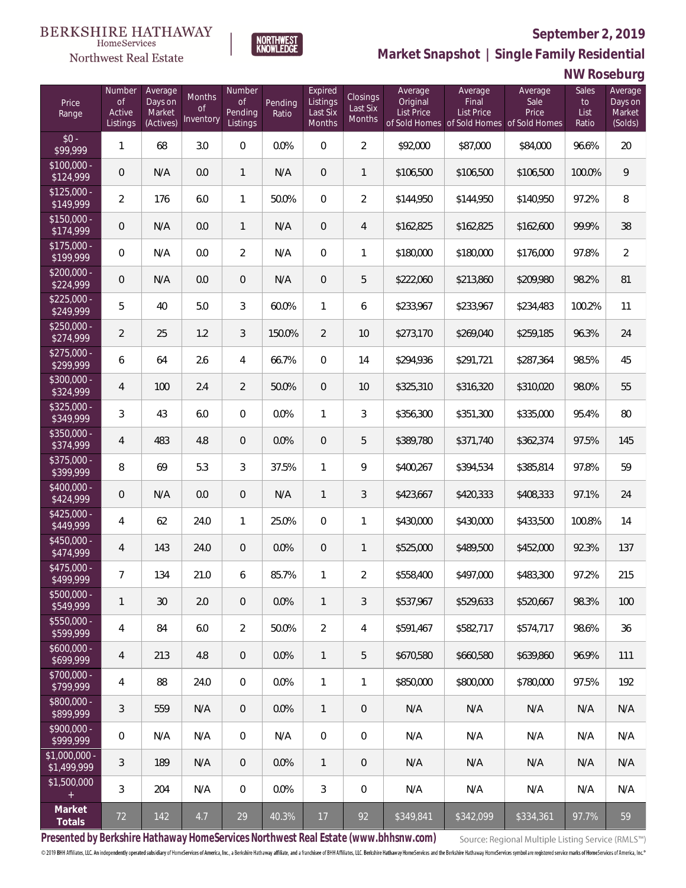BERKSHIRE HATHAWAY HomeServices Northwest Real Estate

NORTHWEST KNOWLEDGE

# September 2, 2019

## Market Snapshot | Single Family Residential

## NW Roseburg

| Price Range | Number of Active Listings | Average Days on Market (Actives) | Months of Inventory | Number of Pending Listings | Pending Ratio | Expired Listings Last Six Months | Closings Last Six Months | Average Original List Price of Sold Homes | Average Final List Price of Sold Homes | Average Sale Price of Sold Homes | Sales to List Ratio | Average Days on Market (Solds) |
|---|---|---|---|---|---|---|---|---|---|---|---|---|
| $0 - $99,999 | 1 | 68 | 3.0 | 0 | 0.0% | 0 | 2 | $92,000 | $87,000 | $84,000 | 96.6% | 20 |
| $100,000 - $124,999 | 0 | N/A | 0.0 | 1 | N/A | 0 | 1 | $106,500 | $106,500 | $106,500 | 100.0% | 9 |
| $125,000 - $149,999 | 2 | 176 | 6.0 | 1 | 50.0% | 0 | 2 | $144,950 | $144,950 | $140,950 | 97.2% | 8 |
| $150,000 - $174,999 | 0 | N/A | 0.0 | 1 | N/A | 0 | 4 | $162,825 | $162,825 | $162,600 | 99.9% | 38 |
| $175,000 - $199,999 | 0 | N/A | 0.0 | 2 | N/A | 0 | 1 | $180,000 | $180,000 | $176,000 | 97.8% | 2 |
| $200,000 - $224,999 | 0 | N/A | 0.0 | 0 | N/A | 0 | 5 | $222,060 | $213,860 | $209,980 | 98.2% | 81 |
| $225,000 - $249,999 | 5 | 40 | 5.0 | 3 | 60.0% | 1 | 6 | $233,967 | $233,967 | $234,483 | 100.2% | 11 |
| $250,000 - $274,999 | 2 | 25 | 1.2 | 3 | 150.0% | 2 | 10 | $273,170 | $269,040 | $259,185 | 96.3% | 24 |
| $275,000 - $299,999 | 6 | 64 | 2.6 | 4 | 66.7% | 0 | 14 | $294,936 | $291,721 | $287,364 | 98.5% | 45 |
| $300,000 - $324,999 | 4 | 100 | 2.4 | 2 | 50.0% | 0 | 10 | $325,310 | $316,320 | $310,020 | 98.0% | 55 |
| $325,000 - $349,999 | 3 | 43 | 6.0 | 0 | 0.0% | 1 | 3 | $356,300 | $351,300 | $335,000 | 95.4% | 80 |
| $350,000 - $374,999 | 4 | 483 | 4.8 | 0 | 0.0% | 0 | 5 | $389,780 | $371,740 | $362,374 | 97.5% | 145 |
| $375,000 - $399,999 | 8 | 69 | 5.3 | 3 | 37.5% | 1 | 9 | $400,267 | $394,534 | $385,814 | 97.8% | 59 |
| $400,000 - $424,999 | 0 | N/A | 0.0 | 0 | N/A | 1 | 3 | $423,667 | $420,333 | $408,333 | 97.1% | 24 |
| $425,000 - $449,999 | 4 | 62 | 24.0 | 1 | 25.0% | 0 | 1 | $430,000 | $430,000 | $433,500 | 100.8% | 14 |
| $450,000 - $474,999 | 4 | 143 | 24.0 | 0 | 0.0% | 0 | 1 | $525,000 | $489,500 | $452,000 | 92.3% | 137 |
| $475,000 - $499,999 | 7 | 134 | 21.0 | 6 | 85.7% | 1 | 2 | $558,400 | $497,000 | $483,300 | 97.2% | 215 |
| $500,000 - $549,999 | 1 | 30 | 2.0 | 0 | 0.0% | 1 | 3 | $537,967 | $529,633 | $520,667 | 98.3% | 100 |
| $550,000 - $599,999 | 4 | 84 | 6.0 | 2 | 50.0% | 2 | 4 | $591,467 | $582,717 | $574,717 | 98.6% | 36 |
| $600,000 - $699,999 | 4 | 213 | 4.8 | 0 | 0.0% | 1 | 5 | $670,580 | $660,580 | $639,860 | 96.9% | 111 |
| $700,000 - $799,999 | 4 | 88 | 24.0 | 0 | 0.0% | 1 | 1 | $850,000 | $800,000 | $780,000 | 97.5% | 192 |
| $800,000 - $899,999 | 3 | 559 | N/A | 0 | 0.0% | 1 | 0 | N/A | N/A | N/A | N/A | N/A |
| $900,000 - $999,999 | 0 | N/A | N/A | 0 | N/A | 0 | 0 | N/A | N/A | N/A | N/A | N/A |
| $1,000,000 - $1,499,999 | 3 | 189 | N/A | 0 | 0.0% | 1 | 0 | N/A | N/A | N/A | N/A | N/A |
| $1,500,000 + | 3 | 204 | N/A | 0 | 0.0% | 3 | 0 | N/A | N/A | N/A | N/A | N/A |
| **Market Totals** | 72 | 142 | 4.7 | 29 | 40.3% | 17 | 92 | $349,841 | $342,099 | $334,361 | 97.7% | 59 |

**Presented by Berkshire Hathaway HomeServices Northwest Real Estate (www.bhhsnw.com)**

Source: Regional Multiple Listing Service (RMLS™)

© 2019 BHH Affiliates, LLC. An independently operated subsidiary of HomeServices of America, Inc., a Berkshire Hathaway affiliate, and a franchisee of BHH Affiliates, LLC. Berkshire Hathaway HomeServices and the Berkshire Hathaway HomeServices symbol are registered service marks of HomeServices of America, Inc.®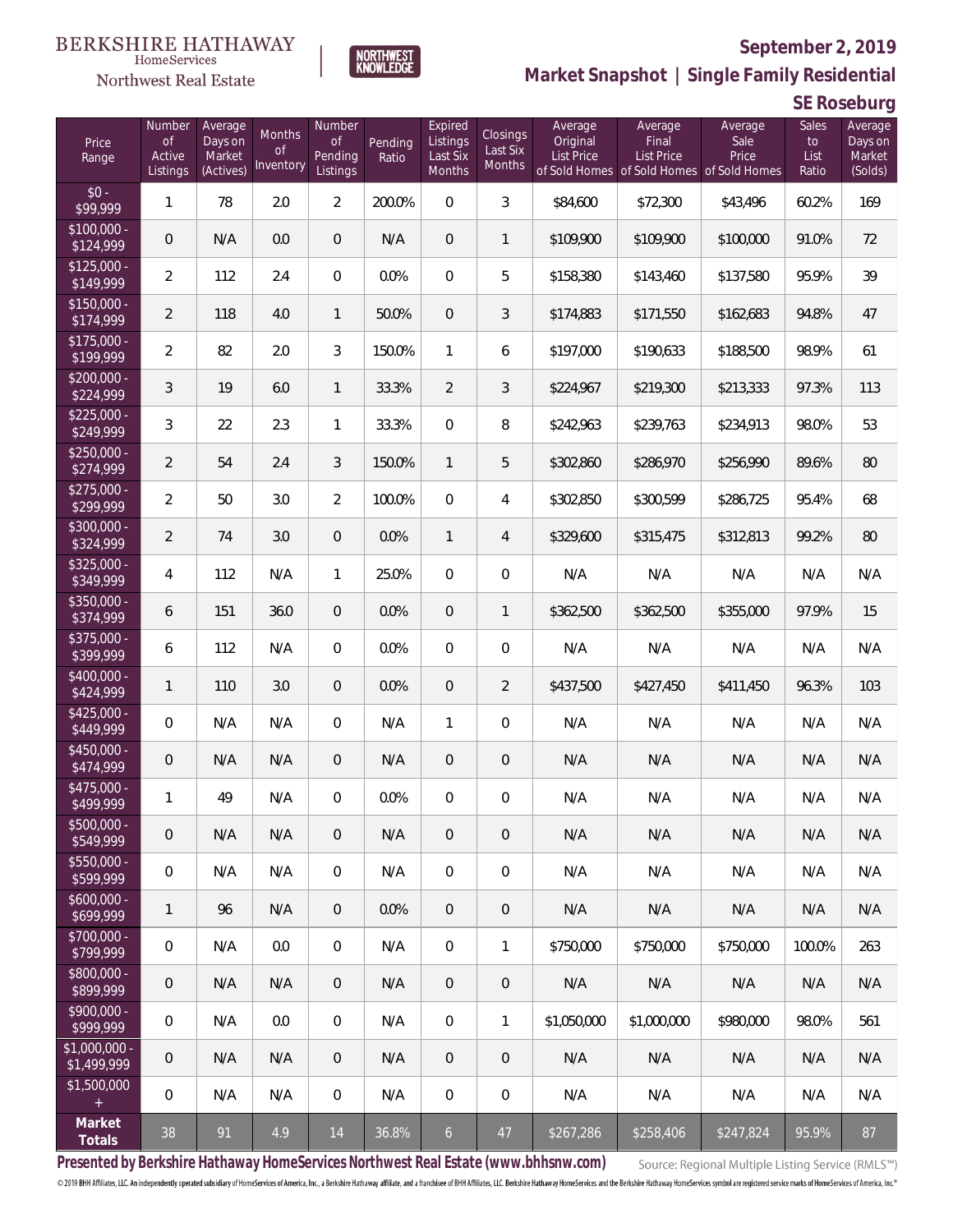BERKSHIRE HATHAWAY HomeServices Northwest Real Estate

NORTHWEST KNOWLEDGE

# September 2, 2019

## Market Snapshot | Single Family Residential

## SE Roseburg

| Price Range | Number of Active Listings | Average Days on Market (Actives) | Months of Inventory | Number of Pending Listings | Pending Ratio | Expired Listings Last Six Months | Closings Last Six Months | Average Original List Price of Sold Homes | Average Final List Price of Sold Homes | Average Sale Price of Sold Homes | Sales to List Ratio | Average Days on Market (Solds) |
|---|---|---|---|---|---|---|---|---|---|---|---|---|
| $0 - $99,999 | 1 | 78 | 2.0 | 2 | 200.0% | 0 | 3 | $84,600 | $72,300 | $43,496 | 60.2% | 169 |
| $100,000 - $124,999 | 0 | N/A | 0.0 | 0 | N/A | 0 | 1 | $109,900 | $109,900 | $100,000 | 91.0% | 72 |
| $125,000 - $149,999 | 2 | 112 | 2.4 | 0 | 0.0% | 0 | 5 | $158,380 | $143,460 | $137,580 | 95.9% | 39 |
| $150,000 - $174,999 | 2 | 118 | 4.0 | 1 | 50.0% | 0 | 3 | $174,883 | $171,550 | $162,683 | 94.8% | 47 |
| $175,000 - $199,999 | 2 | 82 | 2.0 | 3 | 150.0% | 1 | 6 | $197,000 | $190,633 | $188,500 | 98.9% | 61 |
| $200,000 - $224,999 | 3 | 19 | 6.0 | 1 | 33.3% | 2 | 3 | $224,967 | $219,300 | $213,333 | 97.3% | 113 |
| $225,000 - $249,999 | 3 | 22 | 2.3 | 1 | 33.3% | 0 | 8 | $242,963 | $239,763 | $234,913 | 98.0% | 53 |
| $250,000 - $274,999 | 2 | 54 | 2.4 | 3 | 150.0% | 1 | 5 | $302,860 | $286,970 | $256,990 | 89.6% | 80 |
| $275,000 - $299,999 | 2 | 50 | 3.0 | 2 | 100.0% | 0 | 4 | $302,850 | $300,599 | $286,725 | 95.4% | 68 |
| $300,000 - $324,999 | 2 | 74 | 3.0 | 0 | 0.0% | 1 | 4 | $329,600 | $315,475 | $312,813 | 99.2% | 80 |
| $325,000 - $349,999 | 4 | 112 | N/A | 1 | 25.0% | 0 | 0 | N/A | N/A | N/A | N/A | N/A |
| $350,000 - $374,999 | 6 | 151 | 36.0 | 0 | 0.0% | 0 | 1 | $362,500 | $362,500 | $355,000 | 97.9% | 15 |
| $375,000 - $399,999 | 6 | 112 | N/A | 0 | 0.0% | 0 | 0 | N/A | N/A | N/A | N/A | N/A |
| $400,000 - $424,999 | 1 | 110 | 3.0 | 0 | 0.0% | 0 | 2 | $437,500 | $427,450 | $411,450 | 96.3% | 103 |
| $425,000 - $449,999 | 0 | N/A | N/A | 0 | N/A | 1 | 0 | N/A | N/A | N/A | N/A | N/A |
| $450,000 - $474,999 | 0 | N/A | N/A | 0 | N/A | 0 | 0 | N/A | N/A | N/A | N/A | N/A |
| $475,000 - $499,999 | 1 | 49 | N/A | 0 | 0.0% | 0 | 0 | N/A | N/A | N/A | N/A | N/A |
| $500,000 - $549,999 | 0 | N/A | N/A | 0 | N/A | 0 | 0 | N/A | N/A | N/A | N/A | N/A |
| $550,000 - $599,999 | 0 | N/A | N/A | 0 | N/A | 0 | 0 | N/A | N/A | N/A | N/A | N/A |
| $600,000 - $699,999 | 1 | 96 | N/A | 0 | 0.0% | 0 | 0 | N/A | N/A | N/A | N/A | N/A |
| $700,000 - $799,999 | 0 | N/A | 0.0 | 0 | N/A | 0 | 1 | $750,000 | $750,000 | $750,000 | 100.0% | 263 |
| $800,000 - $899,999 | 0 | N/A | N/A | 0 | N/A | 0 | 0 | N/A | N/A | N/A | N/A | N/A |
| $900,000 - $999,999 | 0 | N/A | 0.0 | 0 | N/A | 0 | 1 | $1,050,000 | $1,000,000 | $980,000 | 98.0% | 561 |
| $1,000,000 - $1,499,999 | 0 | N/A | N/A | 0 | N/A | 0 | 0 | N/A | N/A | N/A | N/A | N/A |
| $1,500,000 + | 0 | N/A | N/A | 0 | N/A | 0 | 0 | N/A | N/A | N/A | N/A | N/A |
| **Market Totals** | 38 | 91 | 4.9 | 14 | 36.8% | 6 | 47 | $267,286 | $258,406 | $247,824 | 95.9% | 87 |

**Presented by Berkshire Hathaway HomeServices Northwest Real Estate (www.bhhsnw.com)**

Source: Regional Multiple Listing Service (RMLS™)

© 2019 BHH Affiliates, LLC. An independently operated subsidiary of HomeServices of America, Inc., a Berkshire Hathaway affiliate, and a franchisee of BHH Affiliates, LLC. Berkshire Hathaway HomeServices and the Berkshire Hathaway HomeServices symbol are registered service marks of HomeServices of America, Inc.®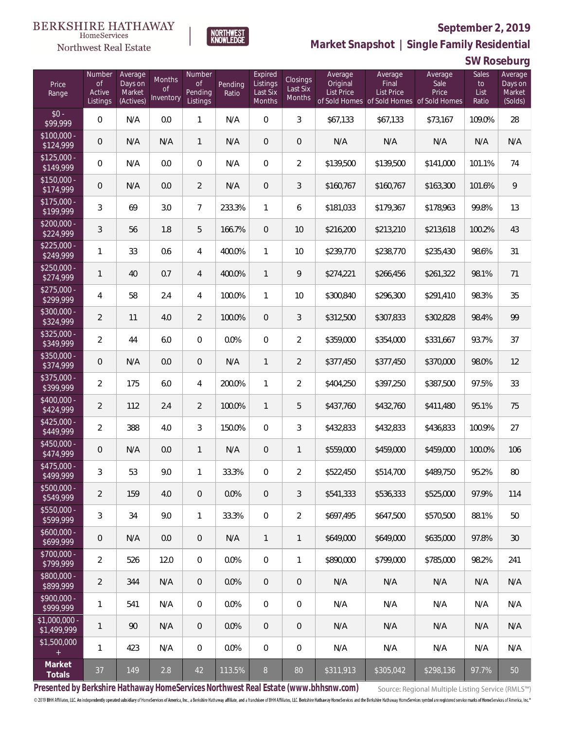BERKSHIRE HATHAWAY HomeServices Northwest Real Estate

NORTHWEST KNOWLEDGE

**September 2, 2019**

## Market Snapshot | Single Family Residential

### SW Roseburg

| Price Range | Number of Active Listings | Average Days on Market (Actives) | Months of Inventory | Number of Pending Listings | Pending Ratio | Expired Listings Last Six Months | Closings Last Six Months | Average Original List Price of Sold Homes | Average Final List Price of Sold Homes | Average Sale Price of Sold Homes | Sales to List Ratio | Average Days on Market (Solds) |
|---|---|---|---|---|---|---|---|---|---|---|---|---|
| $0 - $99,999 | 0 | N/A | 0.0 | 1 | N/A | 0 | 3 | $67,133 | $67,133 | $73,167 | 109.0% | 28 |
| $100,000 - $124,999 | 0 | N/A | N/A | 1 | N/A | 0 | 0 | N/A | N/A | N/A | N/A | N/A |
| $125,000 - $149,999 | 0 | N/A | 0.0 | 0 | N/A | 0 | 2 | $139,500 | $139,500 | $141,000 | 101.1% | 74 |
| $150,000 - $174,999 | 0 | N/A | 0.0 | 2 | N/A | 0 | 3 | $160,767 | $160,767 | $163,300 | 101.6% | 9 |
| $175,000 - $199,999 | 3 | 69 | 3.0 | 7 | 233.3% | 1 | 6 | $181,033 | $179,367 | $178,963 | 99.8% | 13 |
| $200,000 - $224,999 | 3 | 56 | 1.8 | 5 | 166.7% | 0 | 10 | $216,200 | $213,210 | $213,618 | 100.2% | 43 |
| $225,000 - $249,999 | 1 | 33 | 0.6 | 4 | 400.0% | 1 | 10 | $239,770 | $238,770 | $235,430 | 98.6% | 31 |
| $250,000 - $274,999 | 1 | 40 | 0.7 | 4 | 400.0% | 1 | 9 | $274,221 | $266,456 | $261,322 | 98.1% | 71 |
| $275,000 - $299,999 | 4 | 58 | 2.4 | 4 | 100.0% | 1 | 10 | $300,840 | $296,300 | $291,410 | 98.3% | 35 |
| $300,000 - $324,999 | 2 | 11 | 4.0 | 2 | 100.0% | 0 | 3 | $312,500 | $307,833 | $302,828 | 98.4% | 99 |
| $325,000 - $349,999 | 2 | 44 | 6.0 | 0 | 0.0% | 0 | 2 | $359,000 | $354,000 | $331,667 | 93.7% | 37 |
| $350,000 - $374,999 | 0 | N/A | 0.0 | 0 | N/A | 1 | 2 | $377,450 | $377,450 | $370,000 | 98.0% | 12 |
| $375,000 - $399,999 | 2 | 175 | 6.0 | 4 | 200.0% | 1 | 2 | $404,250 | $397,250 | $387,500 | 97.5% | 33 |
| $400,000 - $424,999 | 2 | 112 | 2.4 | 2 | 100.0% | 1 | 5 | $437,760 | $432,760 | $411,480 | 95.1% | 75 |
| $425,000 - $449,999 | 2 | 388 | 4.0 | 3 | 150.0% | 0 | 3 | $432,833 | $432,833 | $436,833 | 100.9% | 27 |
| $450,000 - $474,999 | 0 | N/A | 0.0 | 1 | N/A | 0 | 1 | $559,000 | $459,000 | $459,000 | 100.0% | 106 |
| $475,000 - $499,999 | 3 | 53 | 9.0 | 1 | 33.3% | 0 | 2 | $522,450 | $514,700 | $489,750 | 95.2% | 80 |
| $500,000 - $549,999 | 2 | 159 | 4.0 | 0 | 0.0% | 0 | 3 | $541,333 | $536,333 | $525,000 | 97.9% | 114 |
| $550,000 - $599,999 | 3 | 34 | 9.0 | 1 | 33.3% | 0 | 2 | $697,495 | $647,500 | $570,500 | 88.1% | 50 |
| $600,000 - $699,999 | 0 | N/A | 0.0 | 0 | N/A | 1 | 1 | $649,000 | $649,000 | $635,000 | 97.8% | 30 |
| $700,000 - $799,999 | 2 | 526 | 12.0 | 0 | 0.0% | 0 | 1 | $890,000 | $799,000 | $785,000 | 98.2% | 241 |
| $800,000 - $899,999 | 2 | 344 | N/A | 0 | 0.0% | 0 | 0 | N/A | N/A | N/A | N/A | N/A |
| $900,000 - $999,999 | 1 | 541 | N/A | 0 | 0.0% | 0 | 0 | N/A | N/A | N/A | N/A | N/A |
| $1,000,000 - $1,499,999 | 1 | 90 | N/A | 0 | 0.0% | 0 | 0 | N/A | N/A | N/A | N/A | N/A |
| $1,500,000 + | 1 | 423 | N/A | 0 | 0.0% | 0 | 0 | N/A | N/A | N/A | N/A | N/A |
| **Market Totals** | 37 | 149 | 2.8 | 42 | 113.5% | 8 | 80 | $311,913 | $305,042 | $298,136 | 97.7% | 50 |

**Presented by Berkshire Hathaway HomeServices Northwest Real Estate (www.bhhsnw.com)**

Source: Regional Multiple Listing Service (RMLS™)

© 2019 BHH Affiliates, LLC. An independently operated subsidiary of HomeServices of America, Inc., a Berkshire Hathaway affiliate, and a franchisee of BHH Affiliates, LLC. Berkshire Hathaway HomeServices and the Berkshire Hathaway HomeServices symbol are registered service marks of HomeServices of America, Inc.®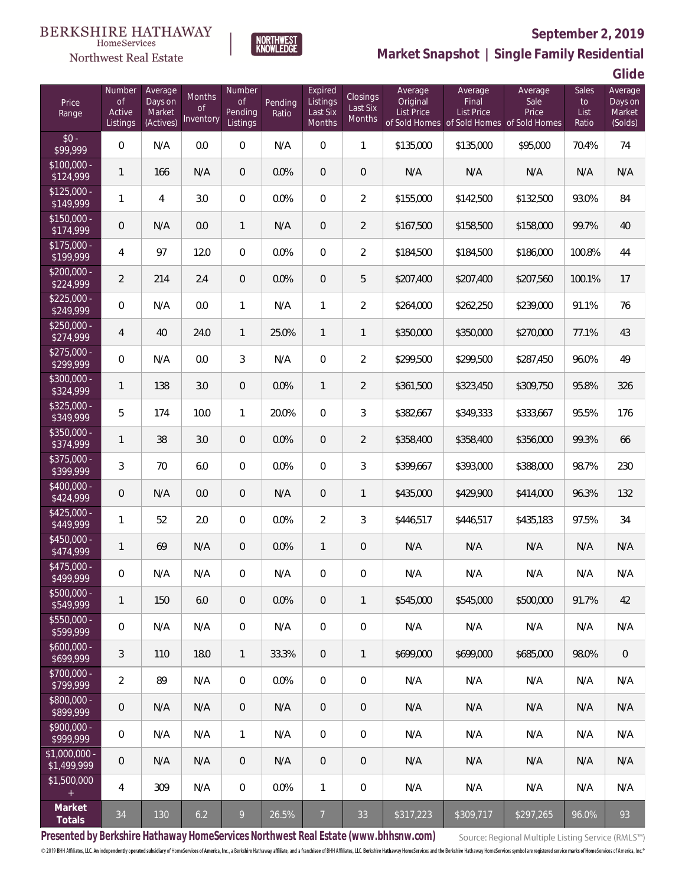BERKSHIRE HATHAWAY HomeServices Northwest Real Estate

NORTHWEST KNOWLEDGE

**September 2, 2019**

**Market Snapshot | Single Family Residential Glide**

| Price Range | Number of Active Listings | Average Days on Market (Actives) | Months of Inventory | Number of Pending Listings | Pending Ratio | Expired Listings Last Six Months | Closings Last Six Months | Average Original List Price of Sold Homes | Average Final List Price of Sold Homes | Average Sale Price of Sold Homes | Sales to List Ratio | Average Days on Market (Solds) |
|---|---|---|---|---|---|---|---|---|---|---|---|---|
| $0 - $99,999 | 0 | N/A | 0.0 | 0 | N/A | 0 | 1 | $135,000 | $135,000 | $95,000 | 70.4% | 74 |
| $100,000 - $124,999 | 1 | 166 | N/A | 0 | 0.0% | 0 | 0 | N/A | N/A | N/A | N/A | N/A |
| $125,000 - $149,999 | 1 | 4 | 3.0 | 0 | 0.0% | 0 | 2 | $155,000 | $142,500 | $132,500 | 93.0% | 84 |
| $150,000 - $174,999 | 0 | N/A | 0.0 | 1 | N/A | 0 | 2 | $167,500 | $158,500 | $158,000 | 99.7% | 40 |
| $175,000 - $199,999 | 4 | 97 | 12.0 | 0 | 0.0% | 0 | 2 | $184,500 | $184,500 | $186,000 | 100.8% | 44 |
| $200,000 - $224,999 | 2 | 214 | 2.4 | 0 | 0.0% | 0 | 5 | $207,400 | $207,400 | $207,560 | 100.1% | 17 |
| $225,000 - $249,999 | 0 | N/A | 0.0 | 1 | N/A | 1 | 2 | $264,000 | $262,250 | $239,000 | 91.1% | 76 |
| $250,000 - $274,999 | 4 | 40 | 24.0 | 1 | 25.0% | 1 | 1 | $350,000 | $350,000 | $270,000 | 77.1% | 43 |
| $275,000 - $299,999 | 0 | N/A | 0.0 | 3 | N/A | 0 | 2 | $299,500 | $299,500 | $287,450 | 96.0% | 49 |
| $300,000 - $324,999 | 1 | 138 | 3.0 | 0 | 0.0% | 1 | 2 | $361,500 | $323,450 | $309,750 | 95.8% | 326 |
| $325,000 - $349,999 | 5 | 174 | 10.0 | 1 | 20.0% | 0 | 3 | $382,667 | $349,333 | $333,667 | 95.5% | 176 |
| $350,000 - $374,999 | 1 | 38 | 3.0 | 0 | 0.0% | 0 | 2 | $358,400 | $358,400 | $356,000 | 99.3% | 66 |
| $375,000 - $399,999 | 3 | 70 | 6.0 | 0 | 0.0% | 0 | 3 | $399,667 | $393,000 | $388,000 | 98.7% | 230 |
| $400,000 - $424,999 | 0 | N/A | 0.0 | 0 | N/A | 0 | 1 | $435,000 | $429,900 | $414,000 | 96.3% | 132 |
| $425,000 - $449,999 | 1 | 52 | 2.0 | 0 | 0.0% | 2 | 3 | $446,517 | $446,517 | $435,183 | 97.5% | 34 |
| $450,000 - $474,999 | 1 | 69 | N/A | 0 | 0.0% | 1 | 0 | N/A | N/A | N/A | N/A | N/A |
| $475,000 - $499,999 | 0 | N/A | N/A | 0 | N/A | 0 | 0 | N/A | N/A | N/A | N/A | N/A |
| $500,000 - $549,999 | 1 | 150 | 6.0 | 0 | 0.0% | 0 | 1 | $545,000 | $545,000 | $500,000 | 91.7% | 42 |
| $550,000 - $599,999 | 0 | N/A | N/A | 0 | N/A | 0 | 0 | N/A | N/A | N/A | N/A | N/A |
| $600,000 - $699,999 | 3 | 110 | 18.0 | 1 | 33.3% | 0 | 1 | $699,000 | $699,000 | $685,000 | 98.0% | 0 |
| $700,000 - $799,999 | 2 | 89 | N/A | 0 | 0.0% | 0 | 0 | N/A | N/A | N/A | N/A | N/A |
| $800,000 - $899,999 | 0 | N/A | N/A | 0 | N/A | 0 | 0 | N/A | N/A | N/A | N/A | N/A |
| $900,000 - $999,999 | 0 | N/A | N/A | 1 | N/A | 0 | 0 | N/A | N/A | N/A | N/A | N/A |
| $1,000,000 - $1,499,999 | 0 | N/A | N/A | 0 | N/A | 0 | 0 | N/A | N/A | N/A | N/A | N/A |
| $1,500,000 + | 4 | 309 | N/A | 0 | 0.0% | 1 | 0 | N/A | N/A | N/A | N/A | N/A |
| **Market Totals** | 34 | 130 | 6.2 | 9 | 26.5% | 7 | 33 | $317,223 | $309,717 | $297,265 | 96.0% | 93 |

**Presented by Berkshire Hathaway HomeServices Northwest Real Estate (www.bhhsnw.com)**

Source: Regional Multiple Listing Service (RMLS™)

© 2019 BHH Affiliates, LLC. An independently operated subsidiary of HomeServices of America, Inc., a Berkshire Hathaway affiliate, and a franchisee of BHH Affiliates, LLC. Berkshire Hathaway HomeServices and the Berkshire Hathaway HomeServices symbol are registered service marks of HomeServices of America, Inc.®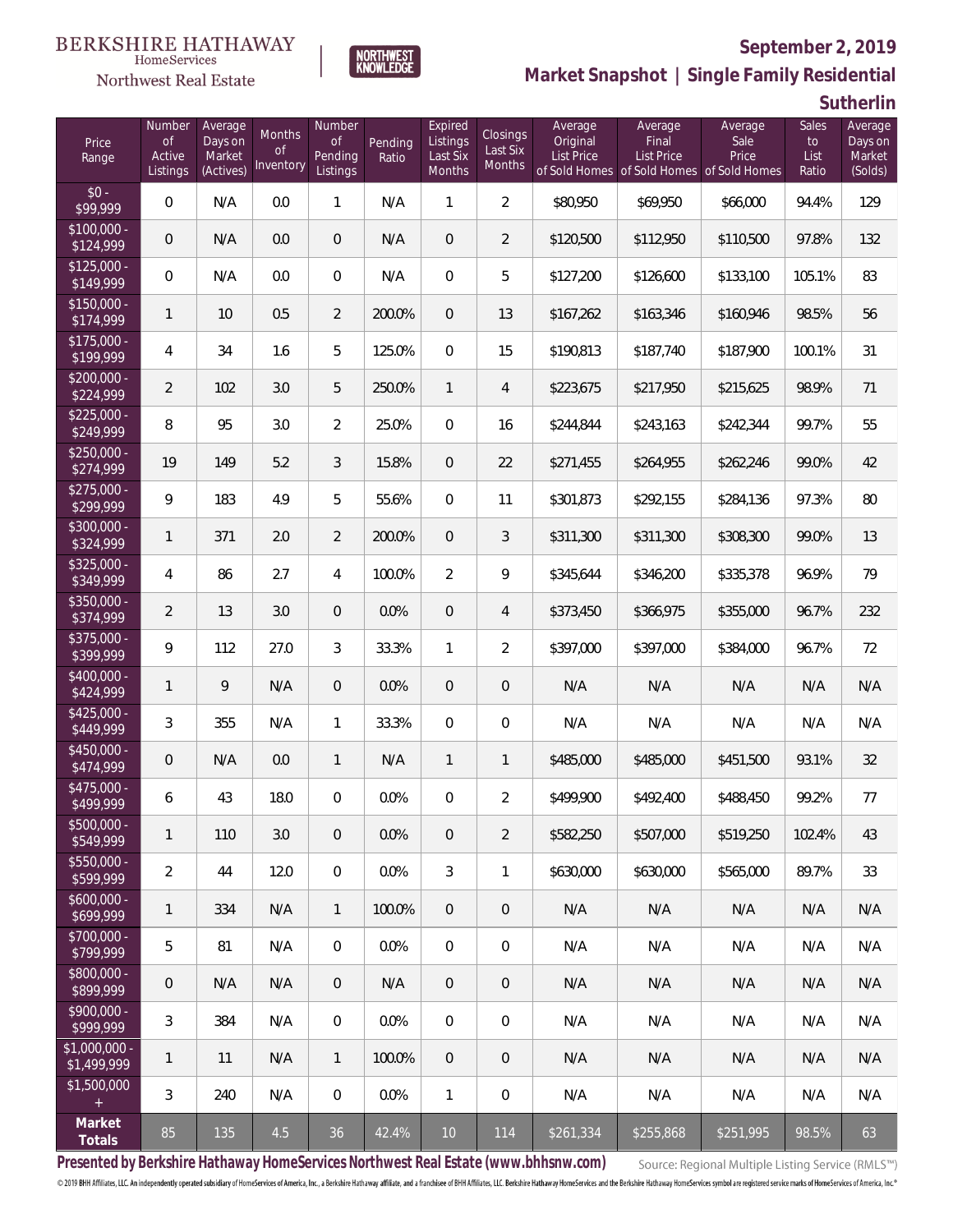BERKSHIRE HATHAWAY HomeServices Northwest Real Estate

NORTHWEST KNOWLEDGE

## September 2, 2019

## Market Snapshot | Single Family Residential

## Sutherlin

| Price Range | Number of Active Listings | Average Days on Market (Actives) | Months of Inventory | Number of Pending Listings | Pending Ratio | Expired Listings Last Six Months | Closings Last Six Months | Average Original List Price of Sold Homes | Average Final List Price of Sold Homes | Average Sale Price of Sold Homes | Sales to List Ratio | Average Days on Market (Solds) |
|---|---|---|---|---|---|---|---|---|---|---|---|---|
| $0 - $99,999 | 0 | N/A | 0.0 | 1 | N/A | 1 | 2 | $80,950 | $69,950 | $66,000 | 94.4% | 129 |
| $100,000 - $124,999 | 0 | N/A | 0.0 | 0 | N/A | 0 | 2 | $120,500 | $112,950 | $110,500 | 97.8% | 132 |
| $125,000 - $149,999 | 0 | N/A | 0.0 | 0 | N/A | 0 | 5 | $127,200 | $126,600 | $133,100 | 105.1% | 83 |
| $150,000 - $174,999 | 1 | 10 | 0.5 | 2 | 200.0% | 0 | 13 | $167,262 | $163,346 | $160,946 | 98.5% | 56 |
| $175,000 - $199,999 | 4 | 34 | 1.6 | 5 | 125.0% | 0 | 15 | $190,813 | $187,740 | $187,900 | 100.1% | 31 |
| $200,000 - $224,999 | 2 | 102 | 3.0 | 5 | 250.0% | 1 | 4 | $223,675 | $217,950 | $215,625 | 98.9% | 71 |
| $225,000 - $249,999 | 8 | 95 | 3.0 | 2 | 25.0% | 0 | 16 | $244,844 | $243,163 | $242,344 | 99.7% | 55 |
| $250,000 - $274,999 | 19 | 149 | 5.2 | 3 | 15.8% | 0 | 22 | $271,455 | $264,955 | $262,246 | 99.0% | 42 |
| $275,000 - $299,999 | 9 | 183 | 4.9 | 5 | 55.6% | 0 | 11 | $301,873 | $292,155 | $284,136 | 97.3% | 80 |
| $300,000 - $324,999 | 1 | 371 | 2.0 | 2 | 200.0% | 0 | 3 | $311,300 | $311,300 | $308,300 | 99.0% | 13 |
| $325,000 - $349,999 | 4 | 86 | 2.7 | 4 | 100.0% | 2 | 9 | $345,644 | $346,200 | $335,378 | 96.9% | 79 |
| $350,000 - $374,999 | 2 | 13 | 3.0 | 0 | 0.0% | 0 | 4 | $373,450 | $366,975 | $355,000 | 96.7% | 232 |
| $375,000 - $399,999 | 9 | 112 | 27.0 | 3 | 33.3% | 1 | 2 | $397,000 | $397,000 | $384,000 | 96.7% | 72 |
| $400,000 - $424,999 | 1 | 9 | N/A | 0 | 0.0% | 0 | 0 | N/A | N/A | N/A | N/A | N/A |
| $425,000 - $449,999 | 3 | 355 | N/A | 1 | 33.3% | 0 | 0 | N/A | N/A | N/A | N/A | N/A |
| $450,000 - $474,999 | 0 | N/A | 0.0 | 1 | N/A | 1 | 1 | $485,000 | $485,000 | $451,500 | 93.1% | 32 |
| $475,000 - $499,999 | 6 | 43 | 18.0 | 0 | 0.0% | 0 | 2 | $499,900 | $492,400 | $488,450 | 99.2% | 77 |
| $500,000 - $549,999 | 1 | 110 | 3.0 | 0 | 0.0% | 0 | 2 | $582,250 | $507,000 | $519,250 | 102.4% | 43 |
| $550,000 - $599,999 | 2 | 44 | 12.0 | 0 | 0.0% | 3 | 1 | $630,000 | $630,000 | $565,000 | 89.7% | 33 |
| $600,000 - $699,999 | 1 | 334 | N/A | 1 | 100.0% | 0 | 0 | N/A | N/A | N/A | N/A | N/A |
| $700,000 - $799,999 | 5 | 81 | N/A | 0 | 0.0% | 0 | 0 | N/A | N/A | N/A | N/A | N/A |
| $800,000 - $899,999 | 0 | N/A | N/A | 0 | N/A | 0 | 0 | N/A | N/A | N/A | N/A | N/A |
| $900,000 - $999,999 | 3 | 384 | N/A | 0 | 0.0% | 0 | 0 | N/A | N/A | N/A | N/A | N/A |
| $1,000,000 - $1,499,999 | 1 | 11 | N/A | 1 | 100.0% | 0 | 0 | N/A | N/A | N/A | N/A | N/A |
| $1,500,000 + | 3 | 240 | N/A | 0 | 0.0% | 1 | 0 | N/A | N/A | N/A | N/A | N/A |
| **Market Totals** | 85 | 135 | 4.5 | 36 | 42.4% | 10 | 114 | $261,334 | $255,868 | $251,995 | 98.5% | 63 |

**Presented by Berkshire Hathaway HomeServices Northwest Real Estate (www.bhhsnw.com)**

Source: Regional Multiple Listing Service (RMLS™)

© 2019 BHH Affiliates, LLC. An independently operated subsidiary of HomeServices of America, Inc., a Berkshire Hathaway affiliate, and a franchisee of BHH Affiliates, LLC. Berkshire Hathaway HomeServices and the Berkshire Hathaway HomeServices symbol are registered service marks of HomeServices of America, Inc.®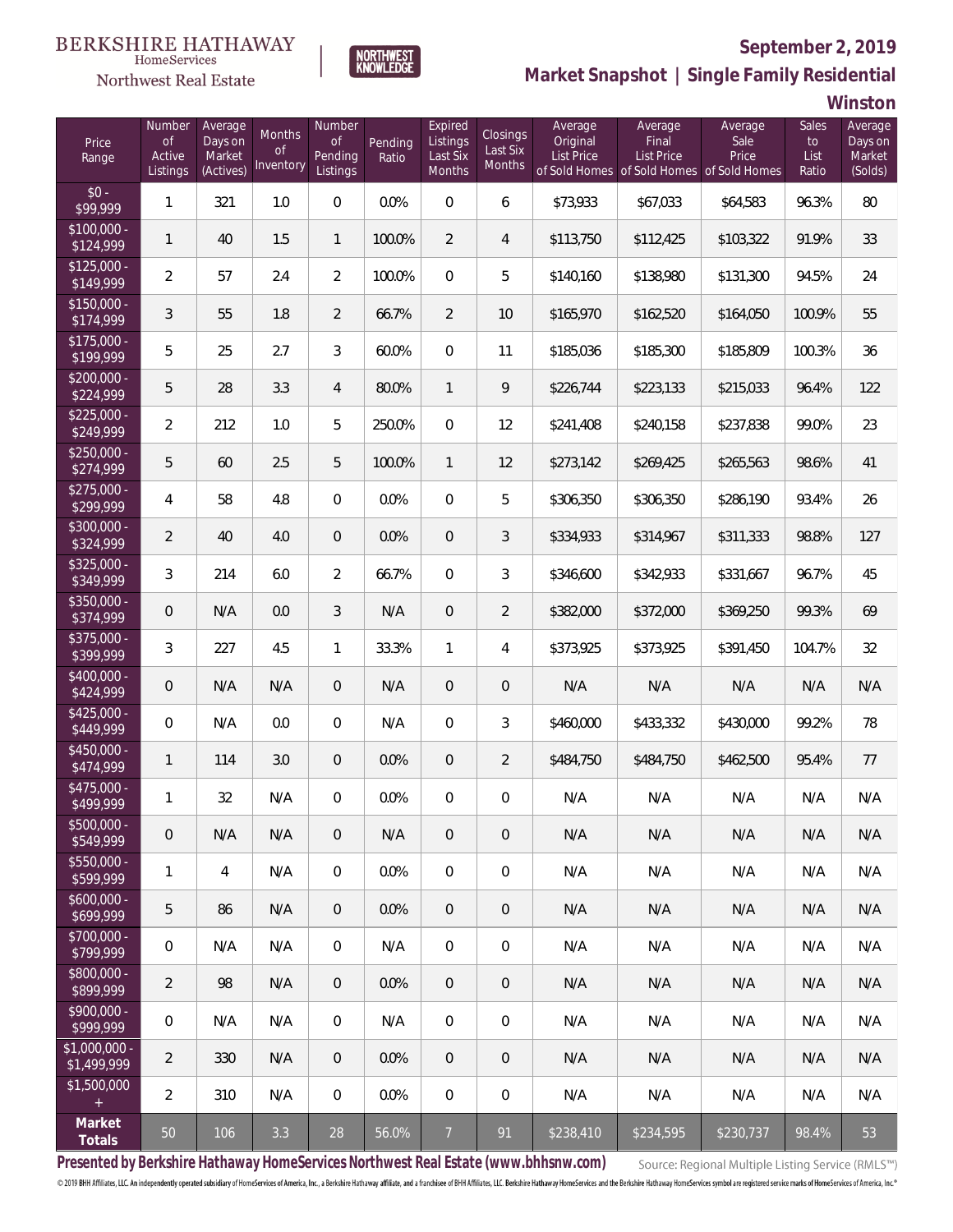BERKSHIRE HATHAWAY HomeServices Northwest Real Estate | NORTHWEST KNOWLEDGE

## September 2, 2019

## Market Snapshot | Single Family Residential

## Winston

| Price Range | Number of Active Listings | Average Days on Market (Actives) | Months of Inventory | Number of Pending Listings | Pending Ratio | Expired Listings Last Six Months | Closings Last Six Months | Average Original List Price of Sold Homes | Average Final List Price of Sold Homes | Average Sale Price of Sold Homes | Sales to List Ratio | Average Days on Market (Solds) |
|---|---|---|---|---|---|---|---|---|---|---|---|---|
| $0 - $99,999 | 1 | 321 | 1.0 | 0 | 0.0% | 0 | 6 | $73,933 | $67,033 | $64,583 | 96.3% | 80 |
| $100,000 - $124,999 | 1 | 40 | 1.5 | 1 | 100.0% | 2 | 4 | $113,750 | $112,425 | $103,322 | 91.9% | 33 |
| $125,000 - $149,999 | 2 | 57 | 2.4 | 2 | 100.0% | 0 | 5 | $140,160 | $138,980 | $131,300 | 94.5% | 24 |
| $150,000 - $174,999 | 3 | 55 | 1.8 | 2 | 66.7% | 2 | 10 | $165,970 | $162,520 | $164,050 | 100.9% | 55 |
| $175,000 - $199,999 | 5 | 25 | 2.7 | 3 | 60.0% | 0 | 11 | $185,036 | $185,300 | $185,809 | 100.3% | 36 |
| $200,000 - $224,999 | 5 | 28 | 3.3 | 4 | 80.0% | 1 | 9 | $226,744 | $223,133 | $215,033 | 96.4% | 122 |
| $225,000 - $249,999 | 2 | 212 | 1.0 | 5 | 250.0% | 0 | 12 | $241,408 | $240,158 | $237,838 | 99.0% | 23 |
| $250,000 - $274,999 | 5 | 60 | 2.5 | 5 | 100.0% | 1 | 12 | $273,142 | $269,425 | $265,563 | 98.6% | 41 |
| $275,000 - $299,999 | 4 | 58 | 4.8 | 0 | 0.0% | 0 | 5 | $306,350 | $306,350 | $286,190 | 93.4% | 26 |
| $300,000 - $324,999 | 2 | 40 | 4.0 | 0 | 0.0% | 0 | 3 | $334,933 | $314,967 | $311,333 | 98.8% | 127 |
| $325,000 - $349,999 | 3 | 214 | 6.0 | 2 | 66.7% | 0 | 3 | $346,600 | $342,933 | $331,667 | 96.7% | 45 |
| $350,000 - $374,999 | 0 | N/A | 0.0 | 3 | N/A | 0 | 2 | $382,000 | $372,000 | $369,250 | 99.3% | 69 |
| $375,000 - $399,999 | 3 | 227 | 4.5 | 1 | 33.3% | 1 | 4 | $373,925 | $373,925 | $391,450 | 104.7% | 32 |
| $400,000 - $424,999 | 0 | N/A | N/A | 0 | N/A | 0 | 0 | N/A | N/A | N/A | N/A | N/A |
| $425,000 - $449,999 | 0 | N/A | 0.0 | 0 | N/A | 0 | 3 | $460,000 | $433,332 | $430,000 | 99.2% | 78 |
| $450,000 - $474,999 | 1 | 114 | 3.0 | 0 | 0.0% | 0 | 2 | $484,750 | $484,750 | $462,500 | 95.4% | 77 |
| $475,000 - $499,999 | 1 | 32 | N/A | 0 | 0.0% | 0 | 0 | N/A | N/A | N/A | N/A | N/A |
| $500,000 - $549,999 | 0 | N/A | N/A | 0 | N/A | 0 | 0 | N/A | N/A | N/A | N/A | N/A |
| $550,000 - $599,999 | 1 | 4 | N/A | 0 | 0.0% | 0 | 0 | N/A | N/A | N/A | N/A | N/A |
| $600,000 - $699,999 | 5 | 86 | N/A | 0 | 0.0% | 0 | 0 | N/A | N/A | N/A | N/A | N/A |
| $700,000 - $799,999 | 0 | N/A | N/A | 0 | N/A | 0 | 0 | N/A | N/A | N/A | N/A | N/A |
| $800,000 - $899,999 | 2 | 98 | N/A | 0 | 0.0% | 0 | 0 | N/A | N/A | N/A | N/A | N/A |
| $900,000 - $999,999 | 0 | N/A | N/A | 0 | N/A | 0 | 0 | N/A | N/A | N/A | N/A | N/A |
| $1,000,000 - $1,499,999 | 2 | 330 | N/A | 0 | 0.0% | 0 | 0 | N/A | N/A | N/A | N/A | N/A |
| $1,500,000 + | 2 | 310 | N/A | 0 | 0.0% | 0 | 0 | N/A | N/A | N/A | N/A | N/A |
| **Market Totals** | 50 | 106 | 3.3 | 28 | 56.0% | 7 | 91 | $238,410 | $234,595 | $230,737 | 98.4% | 53 |

**Presented by Berkshire Hathaway HomeServices Northwest Real Estate (www.bhhsnw.com)**

Source: Regional Multiple Listing Service (RMLS™)

© 2019 BHH Affiliates, LLC. An independently operated subsidiary of HomeServices of America, Inc., a Berkshire Hathaway affiliate, and a franchisee of BHH Affiliates, LLC. Berkshire Hathaway HomeServices and the Berkshire Hathaway HomeServices symbol are registered service marks of HomeServices of America, Inc.®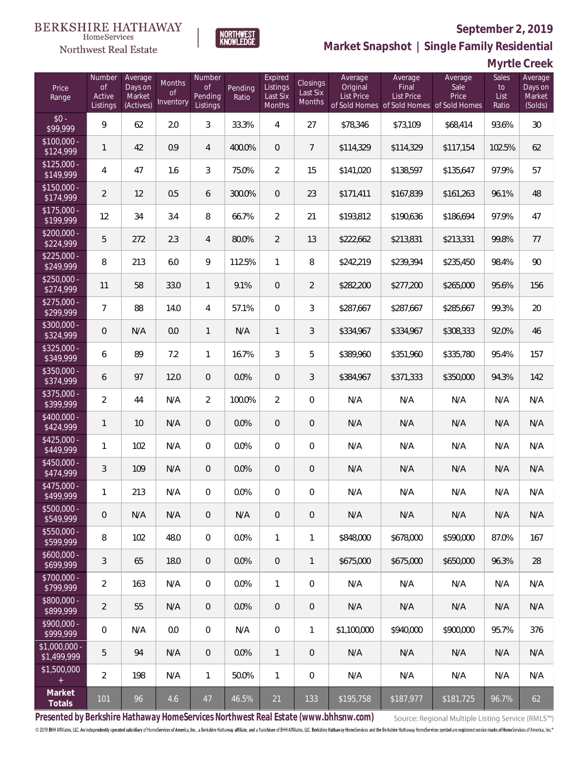BERKSHIRE HATHAWAY HomeServices Northwest Real Estate

NORTHWEST KNOWLEDGE

## September 2, 2019

## Market Snapshot | Single Family Residential

## Myrtle Creek

| Price Range | Number of Active Listings | Average Days on Market (Actives) | Months of Inventory | Number of Pending Listings | Pending Ratio | Expired Listings Last Six Months | Closings Last Six Months | Average Original List Price of Sold Homes | Average Final List Price of Sold Homes | Average Sale Price of Sold Homes | Sales to List Ratio | Average Days on Market (Solds) |
|---|---|---|---|---|---|---|---|---|---|---|---|---|
| $0 - $99,999 | 9 | 62 | 2.0 | 3 | 33.3% | 4 | 27 | $78,346 | $73,109 | $68,414 | 93.6% | 30 |
| $100,000 - $124,999 | 1 | 42 | 0.9 | 4 | 400.0% | 0 | 7 | $114,329 | $114,329 | $117,154 | 102.5% | 62 |
| $125,000 - $149,999 | 4 | 47 | 1.6 | 3 | 75.0% | 2 | 15 | $141,020 | $138,597 | $135,647 | 97.9% | 57 |
| $150,000 - $174,999 | 2 | 12 | 0.5 | 6 | 300.0% | 0 | 23 | $171,411 | $167,839 | $161,263 | 96.1% | 48 |
| $175,000 - $199,999 | 12 | 34 | 3.4 | 8 | 66.7% | 2 | 21 | $193,812 | $190,636 | $186,694 | 97.9% | 47 |
| $200,000 - $224,999 | 5 | 272 | 2.3 | 4 | 80.0% | 2 | 13 | $222,662 | $213,831 | $213,331 | 99.8% | 77 |
| $225,000 - $249,999 | 8 | 213 | 6.0 | 9 | 112.5% | 1 | 8 | $242,219 | $239,394 | $235,450 | 98.4% | 90 |
| $250,000 - $274,999 | 11 | 58 | 33.0 | 1 | 9.1% | 0 | 2 | $282,200 | $277,200 | $265,000 | 95.6% | 156 |
| $275,000 - $299,999 | 7 | 88 | 14.0 | 4 | 57.1% | 0 | 3 | $287,667 | $287,667 | $285,667 | 99.3% | 20 |
| $300,000 - $324,999 | 0 | N/A | 0.0 | 1 | N/A | 1 | 3 | $334,967 | $334,967 | $308,333 | 92.0% | 46 |
| $325,000 - $349,999 | 6 | 89 | 7.2 | 1 | 16.7% | 3 | 5 | $389,960 | $351,960 | $335,780 | 95.4% | 157 |
| $350,000 - $374,999 | 6 | 97 | 12.0 | 0 | 0.0% | 0 | 3 | $384,967 | $371,333 | $350,000 | 94.3% | 142 |
| $375,000 - $399,999 | 2 | 44 | N/A | 2 | 100.0% | 2 | 0 | N/A | N/A | N/A | N/A | N/A |
| $400,000 - $424,999 | 1 | 10 | N/A | 0 | 0.0% | 0 | 0 | N/A | N/A | N/A | N/A | N/A |
| $425,000 - $449,999 | 1 | 102 | N/A | 0 | 0.0% | 0 | 0 | N/A | N/A | N/A | N/A | N/A |
| $450,000 - $474,999 | 3 | 109 | N/A | 0 | 0.0% | 0 | 0 | N/A | N/A | N/A | N/A | N/A |
| $475,000 - $499,999 | 1 | 213 | N/A | 0 | 0.0% | 0 | 0 | N/A | N/A | N/A | N/A | N/A |
| $500,000 - $549,999 | 0 | N/A | N/A | 0 | N/A | 0 | 0 | N/A | N/A | N/A | N/A | N/A |
| $550,000 - $599,999 | 8 | 102 | 48.0 | 0 | 0.0% | 1 | 1 | $848,000 | $678,000 | $590,000 | 87.0% | 167 |
| $600,000 - $699,999 | 3 | 65 | 18.0 | 0 | 0.0% | 0 | 1 | $675,000 | $675,000 | $650,000 | 96.3% | 28 |
| $700,000 - $799,999 | 2 | 163 | N/A | 0 | 0.0% | 1 | 0 | N/A | N/A | N/A | N/A | N/A |
| $800,000 - $899,999 | 2 | 55 | N/A | 0 | 0.0% | 0 | 0 | N/A | N/A | N/A | N/A | N/A |
| $900,000 - $999,999 | 0 | N/A | 0.0 | 0 | N/A | 0 | 1 | $1,100,000 | $940,000 | $900,000 | 95.7% | 376 |
| $1,000,000 - $1,499,999 | 5 | 94 | N/A | 0 | 0.0% | 1 | 0 | N/A | N/A | N/A | N/A | N/A |
| $1,500,000 + | 2 | 198 | N/A | 1 | 50.0% | 1 | 0 | N/A | N/A | N/A | N/A | N/A |
| **Market Totals** | 101 | 96 | 4.6 | 47 | 46.5% | 21 | 133 | $195,758 | $187,977 | $181,725 | 96.7% | 62 |

**Presented by Berkshire Hathaway HomeServices Northwest Real Estate (www.bhhsnw.com)**

Source: Regional Multiple Listing Service (RMLS™)

© 2019 BHH Affiliates, LLC. An independently operated subsidiary of HomeServices of America, Inc., a Berkshire Hathaway affiliate, and a franchisee of BHH Affiliates, LLC. Berkshire Hathaway HomeServices and the Berkshire Hathaway HomeServices symbol are registered service marks of HomeServices of America, Inc.®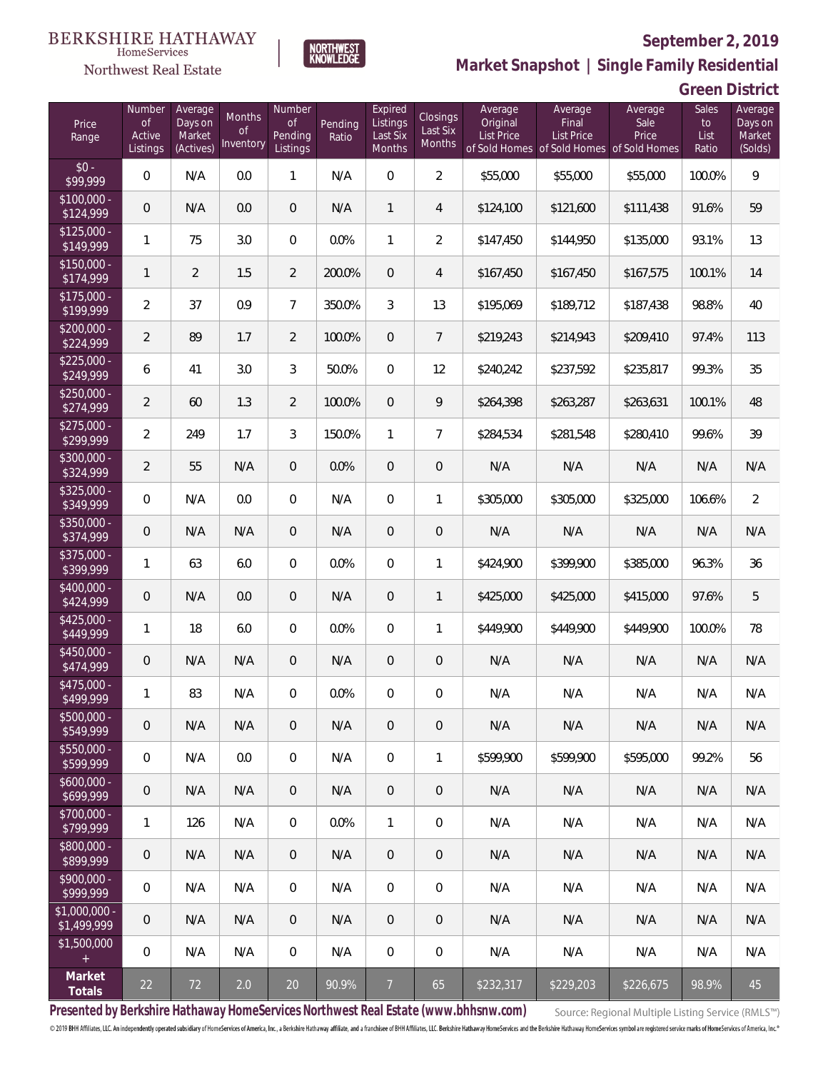BERKSHIRE HATHAWAY HomeServices Northwest Real Estate

NORTHWEST KNOWLEDGE

# September 2, 2019

## Market Snapshot | Single Family Residential

## Green District

| Price Range | Number of Active Listings | Average Days on Market (Actives) | Months of Inventory | Number of Pending Listings | Pending Ratio | Expired Listings Last Six Months | Closings Last Six Months | Average Original List Price of Sold Homes | Average Final List Price of Sold Homes | Average Sale Price of Sold Homes | Sales to List Ratio | Average Days on Market (Solds) |
|---|---|---|---|---|---|---|---|---|---|---|---|---|
| $0 - $99,999 | 0 | N/A | 0.0 | 1 | N/A | 0 | 2 | $55,000 | $55,000 | $55,000 | 100.0% | 9 |
| $100,000 - $124,999 | 0 | N/A | 0.0 | 0 | N/A | 1 | 4 | $124,100 | $121,600 | $111,438 | 91.6% | 59 |
| $125,000 - $149,999 | 1 | 75 | 3.0 | 0 | 0.0% | 1 | 2 | $147,450 | $144,950 | $135,000 | 93.1% | 13 |
| $150,000 - $174,999 | 1 | 2 | 1.5 | 2 | 200.0% | 0 | 4 | $167,450 | $167,450 | $167,575 | 100.1% | 14 |
| $175,000 - $199,999 | 2 | 37 | 0.9 | 7 | 350.0% | 3 | 13 | $195,069 | $189,712 | $187,438 | 98.8% | 40 |
| $200,000 - $224,999 | 2 | 89 | 1.7 | 2 | 100.0% | 0 | 7 | $219,243 | $214,943 | $209,410 | 97.4% | 113 |
| $225,000 - $249,999 | 6 | 41 | 3.0 | 3 | 50.0% | 0 | 12 | $240,242 | $237,592 | $235,817 | 99.3% | 35 |
| $250,000 - $274,999 | 2 | 60 | 1.3 | 2 | 100.0% | 0 | 9 | $264,398 | $263,287 | $263,631 | 100.1% | 48 |
| $275,000 - $299,999 | 2 | 249 | 1.7 | 3 | 150.0% | 1 | 7 | $284,534 | $281,548 | $280,410 | 99.6% | 39 |
| $300,000 - $324,999 | 2 | 55 | N/A | 0 | 0.0% | 0 | 0 | N/A | N/A | N/A | N/A | N/A |
| $325,000 - $349,999 | 0 | N/A | 0.0 | 0 | N/A | 0 | 1 | $305,000 | $305,000 | $325,000 | 106.6% | 2 |
| $350,000 - $374,999 | 0 | N/A | N/A | 0 | N/A | 0 | 0 | N/A | N/A | N/A | N/A | N/A |
| $375,000 - $399,999 | 1 | 63 | 6.0 | 0 | 0.0% | 0 | 1 | $424,900 | $399,900 | $385,000 | 96.3% | 36 |
| $400,000 - $424,999 | 0 | N/A | 0.0 | 0 | N/A | 0 | 1 | $425,000 | $425,000 | $415,000 | 97.6% | 5 |
| $425,000 - $449,999 | 1 | 18 | 6.0 | 0 | 0.0% | 0 | 1 | $449,900 | $449,900 | $449,900 | 100.0% | 78 |
| $450,000 - $474,999 | 0 | N/A | N/A | 0 | N/A | 0 | 0 | N/A | N/A | N/A | N/A | N/A |
| $475,000 - $499,999 | 1 | 83 | N/A | 0 | 0.0% | 0 | 0 | N/A | N/A | N/A | N/A | N/A |
| $500,000 - $549,999 | 0 | N/A | N/A | 0 | N/A | 0 | 0 | N/A | N/A | N/A | N/A | N/A |
| $550,000 - $599,999 | 0 | N/A | 0.0 | 0 | N/A | 0 | 1 | $599,900 | $599,900 | $595,000 | 99.2% | 56 |
| $600,000 - $699,999 | 0 | N/A | N/A | 0 | N/A | 0 | 0 | N/A | N/A | N/A | N/A | N/A |
| $700,000 - $799,999 | 1 | 126 | N/A | 0 | 0.0% | 1 | 0 | N/A | N/A | N/A | N/A | N/A |
| $800,000 - $899,999 | 0 | N/A | N/A | 0 | N/A | 0 | 0 | N/A | N/A | N/A | N/A | N/A |
| $900,000 - $999,999 | 0 | N/A | N/A | 0 | N/A | 0 | 0 | N/A | N/A | N/A | N/A | N/A |
| $1,000,000 - $1,499,999 | 0 | N/A | N/A | 0 | N/A | 0 | 0 | N/A | N/A | N/A | N/A | N/A |
| $1,500,000 + | 0 | N/A | N/A | 0 | N/A | 0 | 0 | N/A | N/A | N/A | N/A | N/A |
| **Market Totals** | 22 | 72 | 2.0 | 20 | 90.9% | 7 | 65 | $232,317 | $229,203 | $226,675 | 98.9% | 45 |

**Presented by Berkshire Hathaway HomeServices Northwest Real Estate (www.bhhsnw.com)**

Source: Regional Multiple Listing Service (RMLS™)

© 2019 BHH Affiliates, LLC. An independently operated subsidiary of HomeServices of America, Inc., a Berkshire Hathaway affiliate, and a franchisee of BHH Affiliates, LLC. Berkshire Hathaway HomeServices and the Berkshire Hathaway HomeServices symbol are registered service marks of HomeServices of America, Inc.®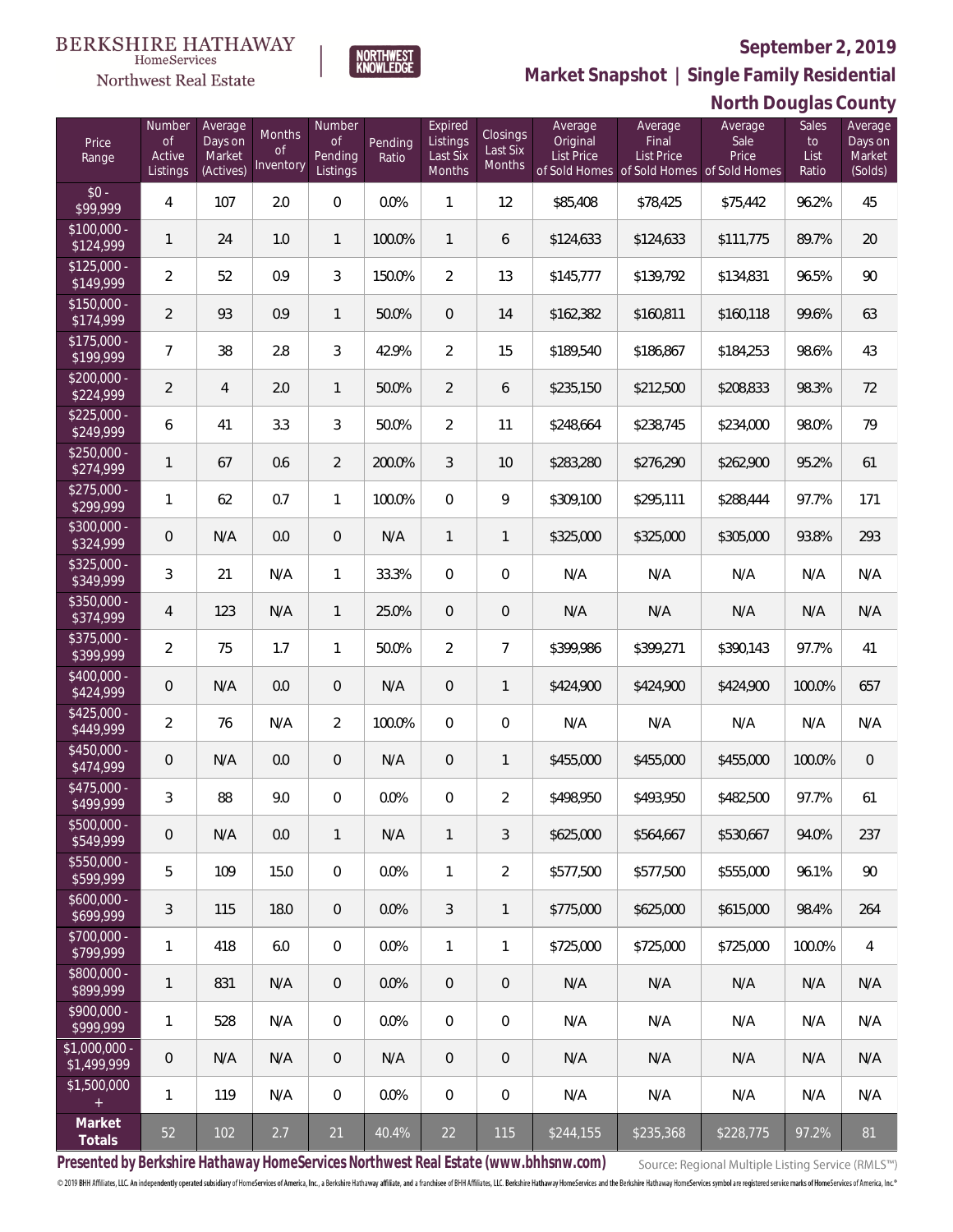BERKSHIRE HATHAWAY HomeServices Northwest Real Estate

NORTHWEST KNOWLEDGE

**September 2, 2019**

**Market Snapshot | Single Family Residential**

**North Douglas County**

| Price Range | Number of Active Listings | Average Days on Market (Actives) | Months of Inventory | Number of Pending Listings | Pending Ratio | Expired Listings Last Six Months | Closings Last Six Months | Average Original List Price of Sold Homes | Average Final List Price of Sold Homes | Average Sale Price of Sold Homes | Sales to List Ratio | Average Days on Market (Solds) |
|---|---|---|---|---|---|---|---|---|---|---|---|---|
| $0 - $99,999 | 4 | 107 | 2.0 | 0 | 0.0% | 1 | 12 | $85,408 | $78,425 | $75,442 | 96.2% | 45 |
| $100,000 - $124,999 | 1 | 24 | 1.0 | 1 | 100.0% | 1 | 6 | $124,633 | $124,633 | $111,775 | 89.7% | 20 |
| $125,000 - $149,999 | 2 | 52 | 0.9 | 3 | 150.0% | 2 | 13 | $145,777 | $139,792 | $134,831 | 96.5% | 90 |
| $150,000 - $174,999 | 2 | 93 | 0.9 | 1 | 50.0% | 0 | 14 | $162,382 | $160,811 | $160,118 | 99.6% | 63 |
| $175,000 - $199,999 | 7 | 38 | 2.8 | 3 | 42.9% | 2 | 15 | $189,540 | $186,867 | $184,253 | 98.6% | 43 |
| $200,000 - $224,999 | 2 | 4 | 2.0 | 1 | 50.0% | 2 | 6 | $235,150 | $212,500 | $208,833 | 98.3% | 72 |
| $225,000 - $249,999 | 6 | 41 | 3.3 | 3 | 50.0% | 2 | 11 | $248,664 | $238,745 | $234,000 | 98.0% | 79 |
| $250,000 - $274,999 | 1 | 67 | 0.6 | 2 | 200.0% | 3 | 10 | $283,280 | $276,290 | $262,900 | 95.2% | 61 |
| $275,000 - $299,999 | 1 | 62 | 0.7 | 1 | 100.0% | 0 | 9 | $309,100 | $295,111 | $288,444 | 97.7% | 171 |
| $300,000 - $324,999 | 0 | N/A | 0.0 | 0 | N/A | 1 | 1 | $325,000 | $325,000 | $305,000 | 93.8% | 293 |
| $325,000 - $349,999 | 3 | 21 | N/A | 1 | 33.3% | 0 | 0 | N/A | N/A | N/A | N/A | N/A |
| $350,000 - $374,999 | 4 | 123 | N/A | 1 | 25.0% | 0 | 0 | N/A | N/A | N/A | N/A | N/A |
| $375,000 - $399,999 | 2 | 75 | 1.7 | 1 | 50.0% | 2 | 7 | $399,986 | $399,271 | $390,143 | 97.7% | 41 |
| $400,000 - $424,999 | 0 | N/A | 0.0 | 0 | N/A | 0 | 1 | $424,900 | $424,900 | $424,900 | 100.0% | 657 |
| $425,000 - $449,999 | 2 | 76 | N/A | 2 | 100.0% | 0 | 0 | N/A | N/A | N/A | N/A | N/A |
| $450,000 - $474,999 | 0 | N/A | 0.0 | 0 | N/A | 0 | 1 | $455,000 | $455,000 | $455,000 | 100.0% | 0 |
| $475,000 - $499,999 | 3 | 88 | 9.0 | 0 | 0.0% | 0 | 2 | $498,950 | $493,950 | $482,500 | 97.7% | 61 |
| $500,000 - $549,999 | 0 | N/A | 0.0 | 1 | N/A | 1 | 3 | $625,000 | $564,667 | $530,667 | 94.0% | 237 |
| $550,000 - $599,999 | 5 | 109 | 15.0 | 0 | 0.0% | 1 | 2 | $577,500 | $577,500 | $555,000 | 96.1% | 90 |
| $600,000 - $699,999 | 3 | 115 | 18.0 | 0 | 0.0% | 3 | 1 | $775,000 | $625,000 | $615,000 | 98.4% | 264 |
| $700,000 - $799,999 | 1 | 418 | 6.0 | 0 | 0.0% | 1 | 1 | $725,000 | $725,000 | $725,000 | 100.0% | 4 |
| $800,000 - $899,999 | 1 | 831 | N/A | 0 | 0.0% | 0 | 0 | N/A | N/A | N/A | N/A | N/A |
| $900,000 - $999,999 | 1 | 528 | N/A | 0 | 0.0% | 0 | 0 | N/A | N/A | N/A | N/A | N/A |
| $1,000,000 - $1,499,999 | 0 | N/A | N/A | 0 | N/A | 0 | 0 | N/A | N/A | N/A | N/A | N/A |
| $1,500,000 + | 1 | 119 | N/A | 0 | 0.0% | 0 | 0 | N/A | N/A | N/A | N/A | N/A |
| **Market Totals** | 52 | 102 | 2.7 | 21 | 40.4% | 22 | 115 | $244,155 | $235,368 | $228,775 | 97.2% | 81 |

**Presented by Berkshire Hathaway HomeServices Northwest Real Estate (www.bhhsnw.com)**

Source: Regional Multiple Listing Service (RMLS™)

© 2019 BHH Affiliates, LLC. An independently operated subsidiary of HomeServices of America, Inc., a Berkshire Hathaway affiliate, and a franchisee of BHH Affiliates, LLC. Berkshire Hathaway HomeServices and the Berkshire Hathaway HomeServices symbol are registered service marks of HomeServices of America, Inc.®